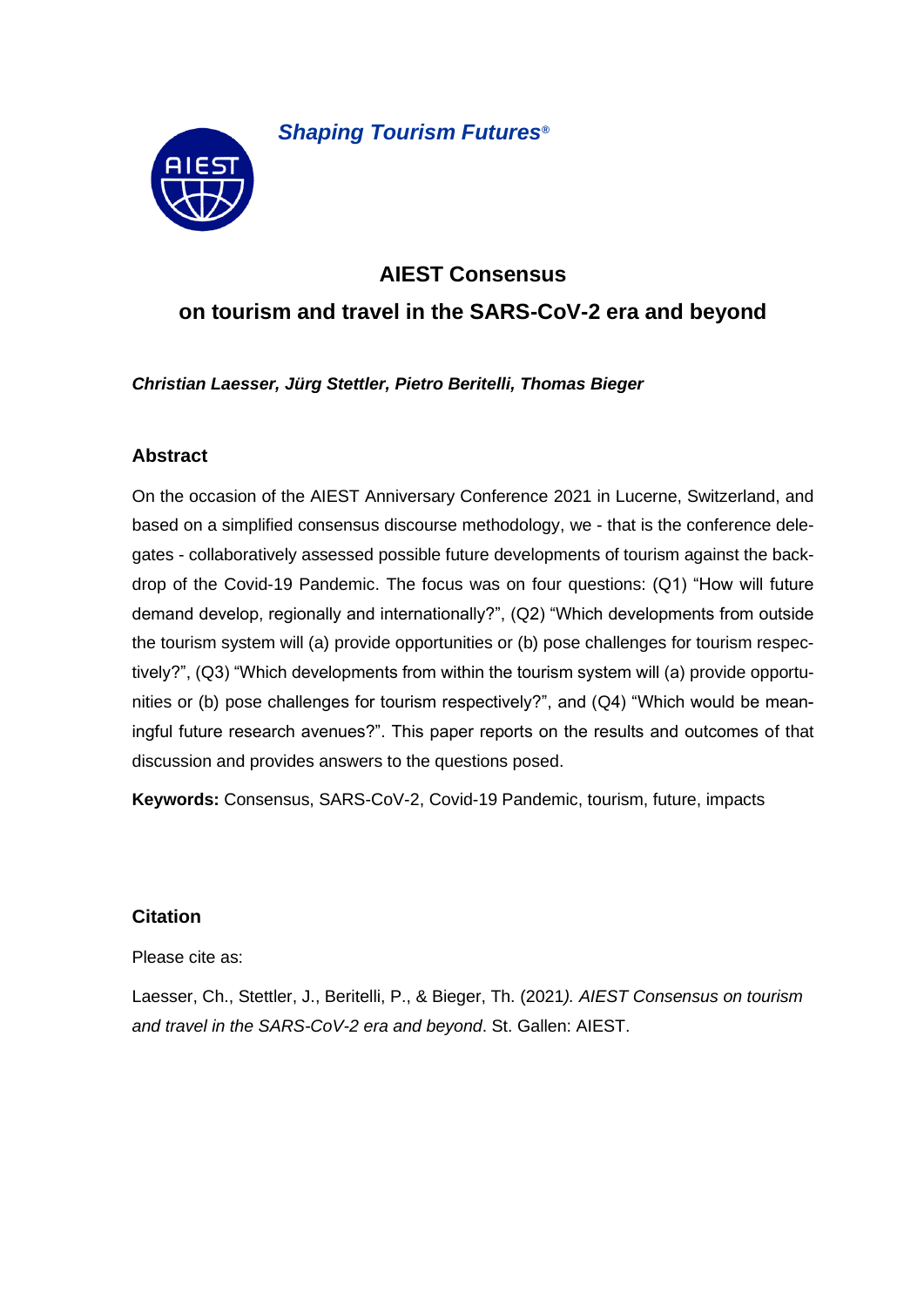*Shaping Tourism Futures®*

# AIEST Consensus

## on tourism and travel in the SARS-CoV-2 era and beyond

***Christian Laesser, Jürg Stettler, Pietro Beritelli, Thomas Bieger***

### Abstract

On the occasion of the AIEST Anniversary Conference 2021 in Lucerne, Switzerland, and based on a simplified consensus discourse methodology, we - that is the conference delegates - collaboratively assessed possible future developments of tourism against the backdrop of the Covid-19 Pandemic. The focus was on four questions: (Q1) "How will future demand develop, regionally and internationally?", (Q2) "Which developments from outside the tourism system will (a) provide opportunities or (b) pose challenges for tourism respectively?", (Q3) "Which developments from within the tourism system will (a) provide opportunities or (b) pose challenges for tourism respectively?", and (Q4) "Which would be meaningful future research avenues?". This paper reports on the results and outcomes of that discussion and provides answers to the questions posed.

**Keywords:** Consensus, SARS-CoV-2, Covid-19 Pandemic, tourism, future, impacts

### Citation

Please cite as:

Laesser, Ch., Stettler, J., Beritelli, P., & Bieger, Th. (2021*). AIEST Consensus on tourism and travel in the SARS-CoV-2 era and beyond*. St. Gallen: AIEST.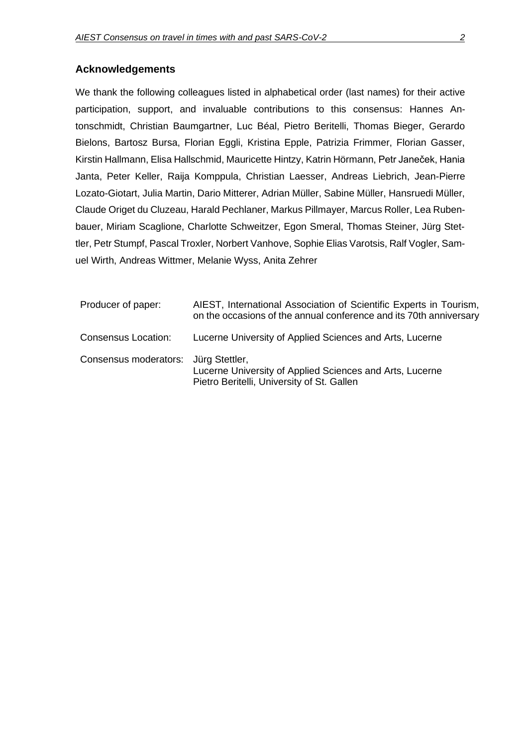## Acknowledgements

We thank the following colleagues listed in alphabetical order (last names) for their active participation, support, and invaluable contributions to this consensus: Hannes Antonschmidt, Christian Baumgartner, Luc Béal, Pietro Beritelli, Thomas Bieger, Gerardo Bielons, Bartosz Bursa, Florian Eggli, Kristina Epple, Patrizia Frimmer, Florian Gasser, Kirstin Hallmann, Elisa Hallschmid, Mauricette Hintzy, Katrin Hörmann, Petr Janeček, Hania Janta, Peter Keller, Raija Komppula, Christian Laesser, Andreas Liebrich, Jean-Pierre Lozato-Giotart, Julia Martin, Dario Mitterer, Adrian Müller, Sabine Müller, Hansruedi Müller, Claude Origet du Cluzeau, Harald Pechlaner, Markus Pillmayer, Marcus Roller, Lea Rubenbauer, Miriam Scaglione, Charlotte Schweitzer, Egon Smeral, Thomas Steiner, Jürg Stettler, Petr Stumpf, Pascal Troxler, Norbert Vanhove, Sophie Elias Varotsis, Ralf Vogler, Samuel Wirth, Andreas Wittmer, Melanie Wyss, Anita Zehrer

| | |
|---|---|
| Producer of paper: | AIEST, International Association of Scientific Experts in Tourism, on the occasions of the annual conference and its 70th anniversary |
| Consensus Location: | Lucerne University of Applied Sciences and Arts, Lucerne |
| Consensus moderators: | Jürg Stettler, Lucerne University of Applied Sciences and Arts, Lucerne<br>Pietro Beritelli, University of St. Gallen |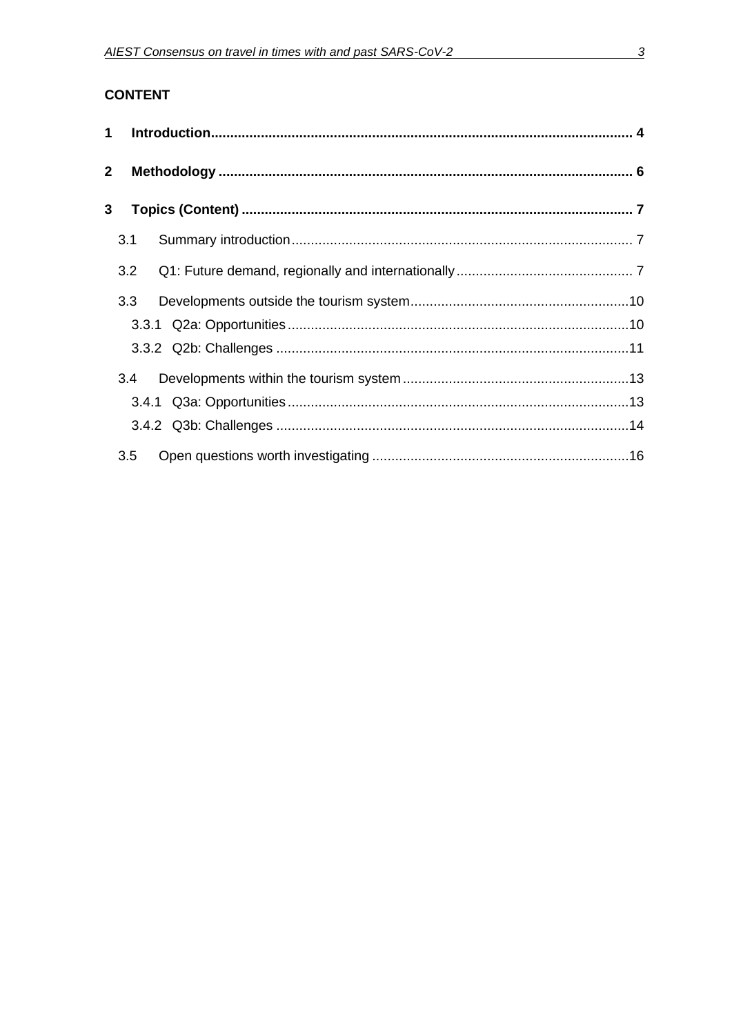## CONTENT

1 Introduction ........................................................................................................ 4

2 Methodology ....................................................................................................... 6

3 Topics (Content) ................................................................................................. 7

- 3.1 Summary introduction ........................................................................ 7
- 3.2 Q1: Future demand, regionally and internationally ............................ 7
- 3.3 Developments outside the tourism system ......................................... 10
  - 3.3.1 Q2a: Opportunities ..................................................................... 10
  - 3.3.2 Q2b: Challenges ......................................................................... 11
- 3.4 Developments within the tourism system ........................................... 13
  - 3.4.1 Q3a: Opportunities ..................................................................... 13
  - 3.4.2 Q3b: Challenges ......................................................................... 14
- 3.5 Open questions worth investigating .................................................. 16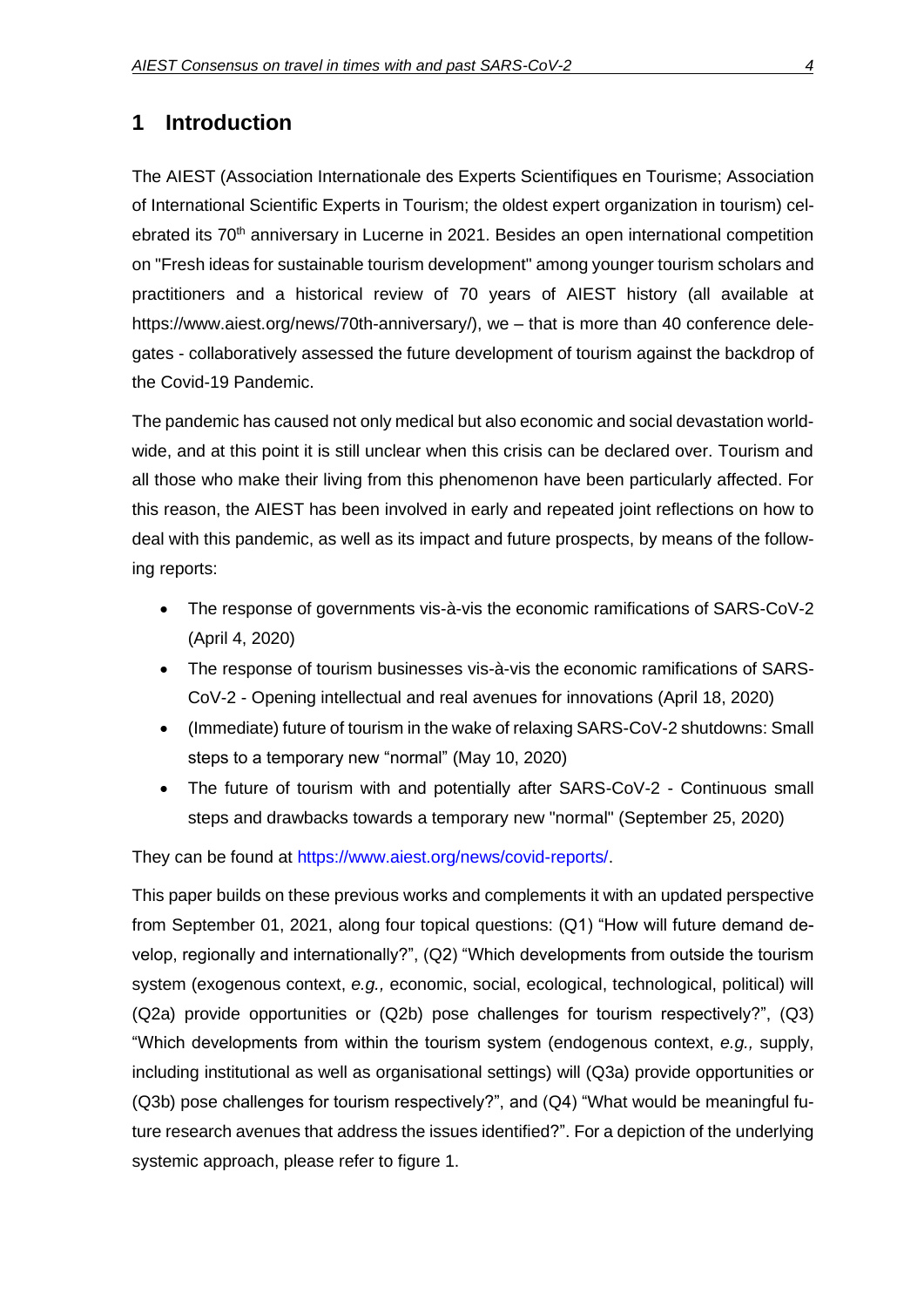# 1 Introduction

The AIEST (Association Internationale des Experts Scientifiques en Tourisme; Association of International Scientific Experts in Tourism; the oldest expert organization in tourism) celebrated its 70th anniversary in Lucerne in 2021. Besides an open international competition on "Fresh ideas for sustainable tourism development" among younger tourism scholars and practitioners and a historical review of 70 years of AIEST history (all available at https://www.aiest.org/news/70th-anniversary/), we – that is more than 40 conference delegates - collaboratively assessed the future development of tourism against the backdrop of the Covid-19 Pandemic.

The pandemic has caused not only medical but also economic and social devastation worldwide, and at this point it is still unclear when this crisis can be declared over. Tourism and all those who make their living from this phenomenon have been particularly affected. For this reason, the AIEST has been involved in early and repeated joint reflections on how to deal with this pandemic, as well as its impact and future prospects, by means of the following reports:

- The response of governments vis-à-vis the economic ramifications of SARS-CoV-2 (April 4, 2020)
- The response of tourism businesses vis-à-vis the economic ramifications of SARS-CoV-2 - Opening intellectual and real avenues for innovations (April 18, 2020)
- (Immediate) future of tourism in the wake of relaxing SARS-CoV-2 shutdowns: Small steps to a temporary new "normal" (May 10, 2020)
- The future of tourism with and potentially after SARS-CoV-2 - Continuous small steps and drawbacks towards a temporary new "normal" (September 25, 2020)

They can be found at https://www.aiest.org/news/covid-reports/.

This paper builds on these previous works and complements it with an updated perspective from September 01, 2021, along four topical questions: (Q1) "How will future demand develop, regionally and internationally?", (Q2) "Which developments from outside the tourism system (exogenous context, *e.g.,* economic, social, ecological, technological, political) will (Q2a) provide opportunities or (Q2b) pose challenges for tourism respectively?", (Q3) "Which developments from within the tourism system (endogenous context, *e.g.,* supply, including institutional as well as organisational settings) will (Q3a) provide opportunities or (Q3b) pose challenges for tourism respectively?", and (Q4) "What would be meaningful future research avenues that address the issues identified?". For a depiction of the underlying systemic approach, please refer to figure 1.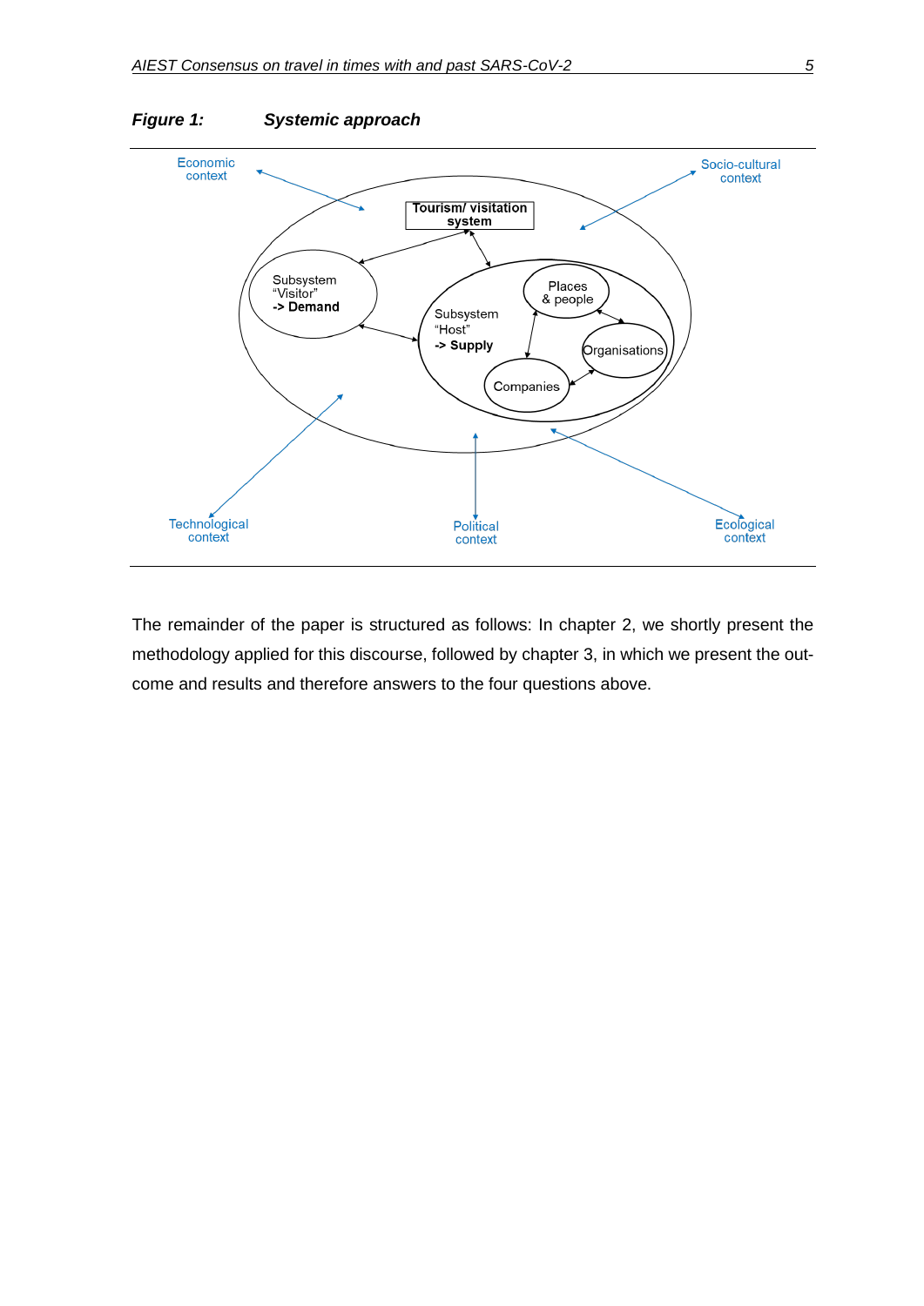***Figure 1: Systemic approach***

Economic context

Socio-cultural context

Tourism/ visitation system

Subsystem "Visitor" **-> Demand**

Subsystem "Host" **-> Supply**

Places & people

Organisations

Companies

Technological context

Political context

Ecological context

The remainder of the paper is structured as follows: In chapter 2, we shortly present the methodology applied for this discourse, followed by chapter 3, in which we present the outcome and results and therefore answers to the four questions above.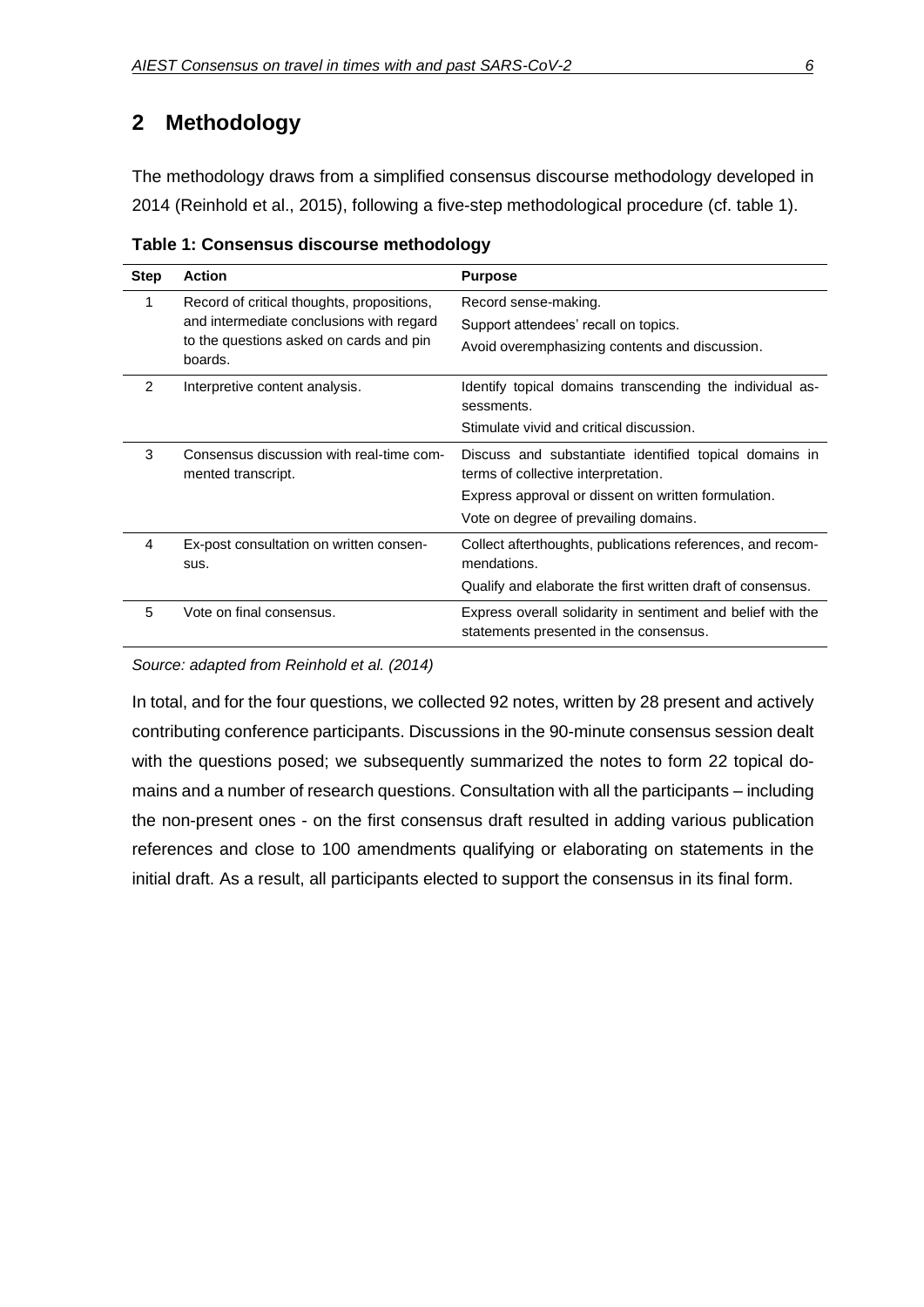## 2 Methodology

The methodology draws from a simplified consensus discourse methodology developed in 2014 (Reinhold et al., 2015), following a five-step methodological procedure (cf. table 1).

**Table 1: Consensus discourse methodology**

| Step | Action | Purpose |
|---|---|---|
| 1 | Record of critical thoughts, propositions, and intermediate conclusions with regard to the questions asked on cards and pin boards. | Record sense-making.<br>Support attendees' recall on topics.<br>Avoid overemphasizing contents and discussion. |
| 2 | Interpretive content analysis. | Identify topical domains transcending the individual assessments.<br>Stimulate vivid and critical discussion. |
| 3 | Consensus discussion with real-time commented transcript. | Discuss and substantiate identified topical domains in terms of collective interpretation.<br>Express approval or dissent on written formulation.<br>Vote on degree of prevailing domains. |
| 4 | Ex-post consultation on written consensus. | Collect afterthoughts, publications references, and recommendations.<br>Qualify and elaborate the first written draft of consensus. |
| 5 | Vote on final consensus. | Express overall solidarity in sentiment and belief with the statements presented in the consensus. |

*Source: adapted from Reinhold et al. (2014)*

In total, and for the four questions, we collected 92 notes, written by 28 present and actively contributing conference participants. Discussions in the 90-minute consensus session dealt with the questions posed; we subsequently summarized the notes to form 22 topical domains and a number of research questions. Consultation with all the participants – including the non-present ones - on the first consensus draft resulted in adding various publication references and close to 100 amendments qualifying or elaborating on statements in the initial draft. As a result, all participants elected to support the consensus in its final form.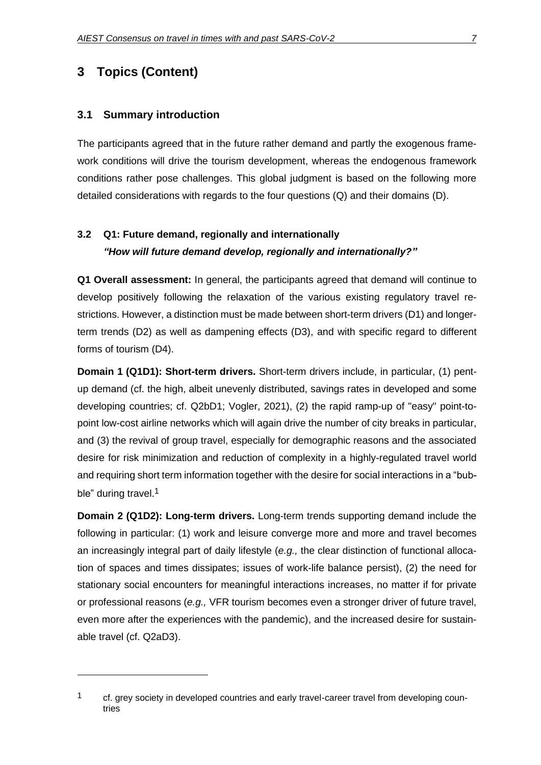# 3 Topics (Content)

## 3.1 Summary introduction

The participants agreed that in the future rather demand and partly the exogenous framework conditions will drive the tourism development, whereas the endogenous framework conditions rather pose challenges. This global judgment is based on the following more detailed considerations with regards to the four questions (Q) and their domains (D).

## 3.2 Q1: Future demand, regionally and internationally

***"How will future demand develop, regionally and internationally?"***

**Q1 Overall assessment:** In general, the participants agreed that demand will continue to develop positively following the relaxation of the various existing regulatory travel restrictions. However, a distinction must be made between short-term drivers (D1) and longer-term trends (D2) as well as dampening effects (D3), and with specific regard to different forms of tourism (D4).

**Domain 1 (Q1D1): Short-term drivers.** Short-term drivers include, in particular, (1) pent-up demand (cf. the high, albeit unevenly distributed, savings rates in developed and some developing countries; cf. Q2bD1; Vogler, 2021), (2) the rapid ramp-up of "easy" point-to-point low-cost airline networks which will again drive the number of city breaks in particular, and (3) the revival of group travel, especially for demographic reasons and the associated desire for risk minimization and reduction of complexity in a highly-regulated travel world and requiring short term information together with the desire for social interactions in a "bubble" during travel.[1]

**Domain 2 (Q1D2): Long-term drivers.** Long-term trends supporting demand include the following in particular: (1) work and leisure converge more and more and travel becomes an increasingly integral part of daily lifestyle (*e.g.,* the clear distinction of functional allocation of spaces and times dissipates; issues of work-life balance persist), (2) the need for stationary social encounters for meaningful interactions increases, no matter if for private or professional reasons (*e.g.,* VFR tourism becomes even a stronger driver of future travel, even more after the experiences with the pandemic), and the increased desire for sustainable travel (cf. Q2aD3).

[1] cf. grey society in developed countries and early travel-career travel from developing countries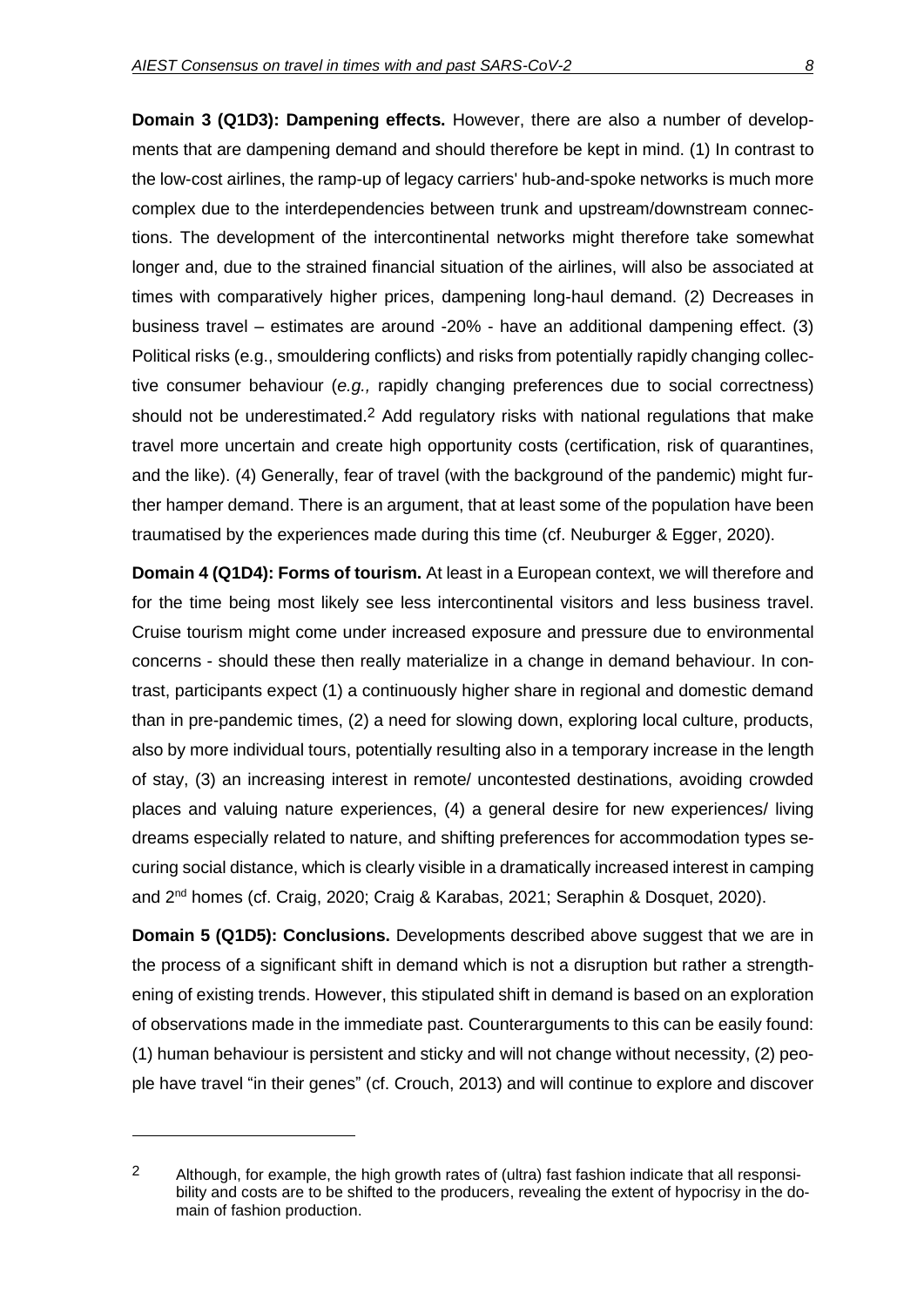**Domain 3 (Q1D3): Dampening effects.** However, there are also a number of developments that are dampening demand and should therefore be kept in mind. (1) In contrast to the low-cost airlines, the ramp-up of legacy carriers' hub-and-spoke networks is much more complex due to the interdependencies between trunk and upstream/downstream connections. The development of the intercontinental networks might therefore take somewhat longer and, due to the strained financial situation of the airlines, will also be associated at times with comparatively higher prices, dampening long-haul demand. (2) Decreases in business travel – estimates are around -20% - have an additional dampening effect. (3) Political risks (e.g., smouldering conflicts) and risks from potentially rapidly changing collective consumer behaviour (*e.g.,* rapidly changing preferences due to social correctness) should not be underestimated.[2] Add regulatory risks with national regulations that make travel more uncertain and create high opportunity costs (certification, risk of quarantines, and the like). (4) Generally, fear of travel (with the background of the pandemic) might further hamper demand. There is an argument, that at least some of the population have been traumatised by the experiences made during this time (cf. Neuburger & Egger, 2020).

**Domain 4 (Q1D4): Forms of tourism.** At least in a European context, we will therefore and for the time being most likely see less intercontinental visitors and less business travel. Cruise tourism might come under increased exposure and pressure due to environmental concerns - should these then really materialize in a change in demand behaviour. In contrast, participants expect (1) a continuously higher share in regional and domestic demand than in pre-pandemic times, (2) a need for slowing down, exploring local culture, products, also by more individual tours, potentially resulting also in a temporary increase in the length of stay, (3) an increasing interest in remote/ uncontested destinations, avoiding crowded places and valuing nature experiences, (4) a general desire for new experiences/ living dreams especially related to nature, and shifting preferences for accommodation types securing social distance, which is clearly visible in a dramatically increased interest in camping and 2nd homes (cf. Craig, 2020; Craig & Karabas, 2021; Seraphin & Dosquet, 2020).

**Domain 5 (Q1D5): Conclusions.** Developments described above suggest that we are in the process of a significant shift in demand which is not a disruption but rather a strengthening of existing trends. However, this stipulated shift in demand is based on an exploration of observations made in the immediate past. Counterarguments to this can be easily found: (1) human behaviour is persistent and sticky and will not change without necessity, (2) people have travel "in their genes" (cf. Crouch, 2013) and will continue to explore and discover

---

[2] Although, for example, the high growth rates of (ultra) fast fashion indicate that all responsibility and costs are to be shifted to the producers, revealing the extent of hypocrisy in the domain of fashion production.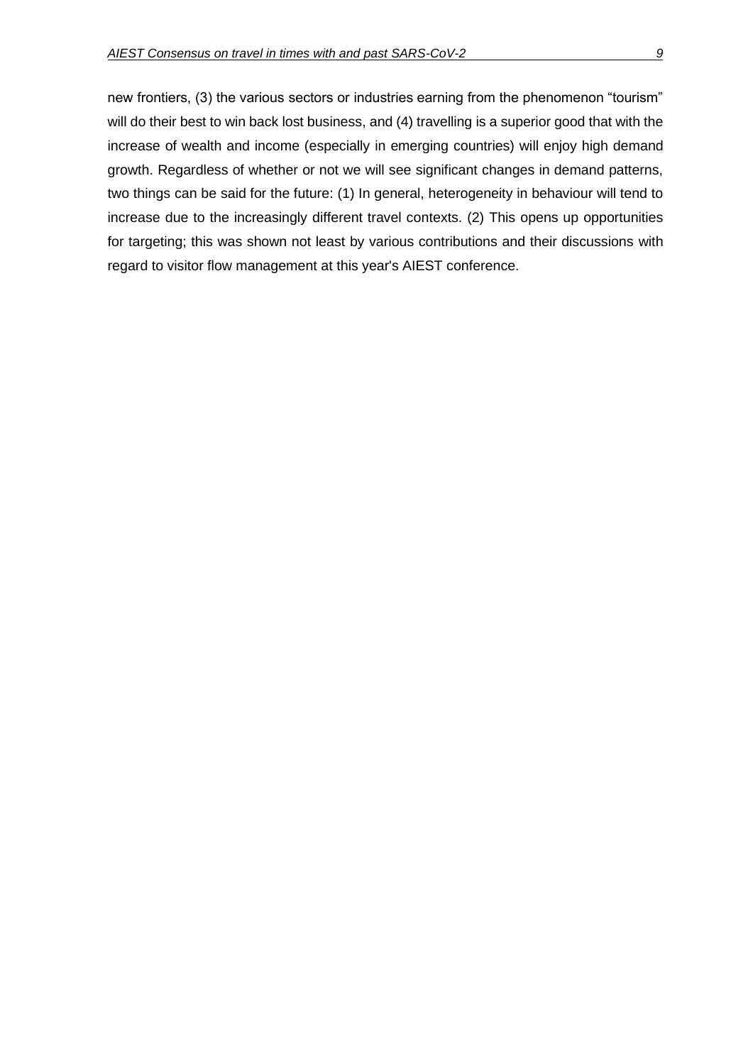new frontiers, (3) the various sectors or industries earning from the phenomenon "tourism" will do their best to win back lost business, and (4) travelling is a superior good that with the increase of wealth and income (especially in emerging countries) will enjoy high demand growth. Regardless of whether or not we will see significant changes in demand patterns, two things can be said for the future: (1) In general, heterogeneity in behaviour will tend to increase due to the increasingly different travel contexts. (2) This opens up opportunities for targeting; this was shown not least by various contributions and their discussions with regard to visitor flow management at this year's AIEST conference.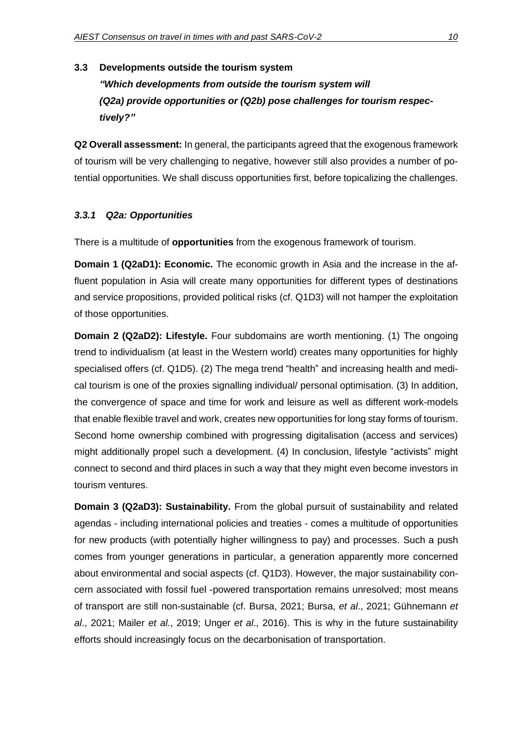### 3.3 Developments outside the tourism system

***"Which developments from outside the tourism system will (Q2a) provide opportunities or (Q2b) pose challenges for tourism respectively?"***

**Q2 Overall assessment:** In general, the participants agreed that the exogenous framework of tourism will be very challenging to negative, however still also provides a number of potential opportunities. We shall discuss opportunities first, before topicalizing the challenges.

#### *3.3.1 Q2a: Opportunities*

There is a multitude of **opportunities** from the exogenous framework of tourism.

**Domain 1 (Q2aD1): Economic.** The economic growth in Asia and the increase in the affluent population in Asia will create many opportunities for different types of destinations and service propositions, provided political risks (cf. Q1D3) will not hamper the exploitation of those opportunities.

**Domain 2 (Q2aD2): Lifestyle.** Four subdomains are worth mentioning. (1) The ongoing trend to individualism (at least in the Western world) creates many opportunities for highly specialised offers (cf. Q1D5). (2) The mega trend "health" and increasing health and medical tourism is one of the proxies signalling individual/ personal optimisation. (3) In addition, the convergence of space and time for work and leisure as well as different work-models that enable flexible travel and work, creates new opportunities for long stay forms of tourism. Second home ownership combined with progressing digitalisation (access and services) might additionally propel such a development. (4) In conclusion, lifestyle "activists" might connect to second and third places in such a way that they might even become investors in tourism ventures.

**Domain 3 (Q2aD3): Sustainability.** From the global pursuit of sustainability and related agendas - including international policies and treaties - comes a multitude of opportunities for new products (with potentially higher willingness to pay) and processes. Such a push comes from younger generations in particular, a generation apparently more concerned about environmental and social aspects (cf. Q1D3). However, the major sustainability concern associated with fossil fuel -powered transportation remains unresolved; most means of transport are still non-sustainable (cf. Bursa, 2021; Bursa, *et al*., 2021; Gühnemann *et al*., 2021; Mailer *et al*., 2019; Unger *et al*., 2016). This is why in the future sustainability efforts should increasingly focus on the decarbonisation of transportation.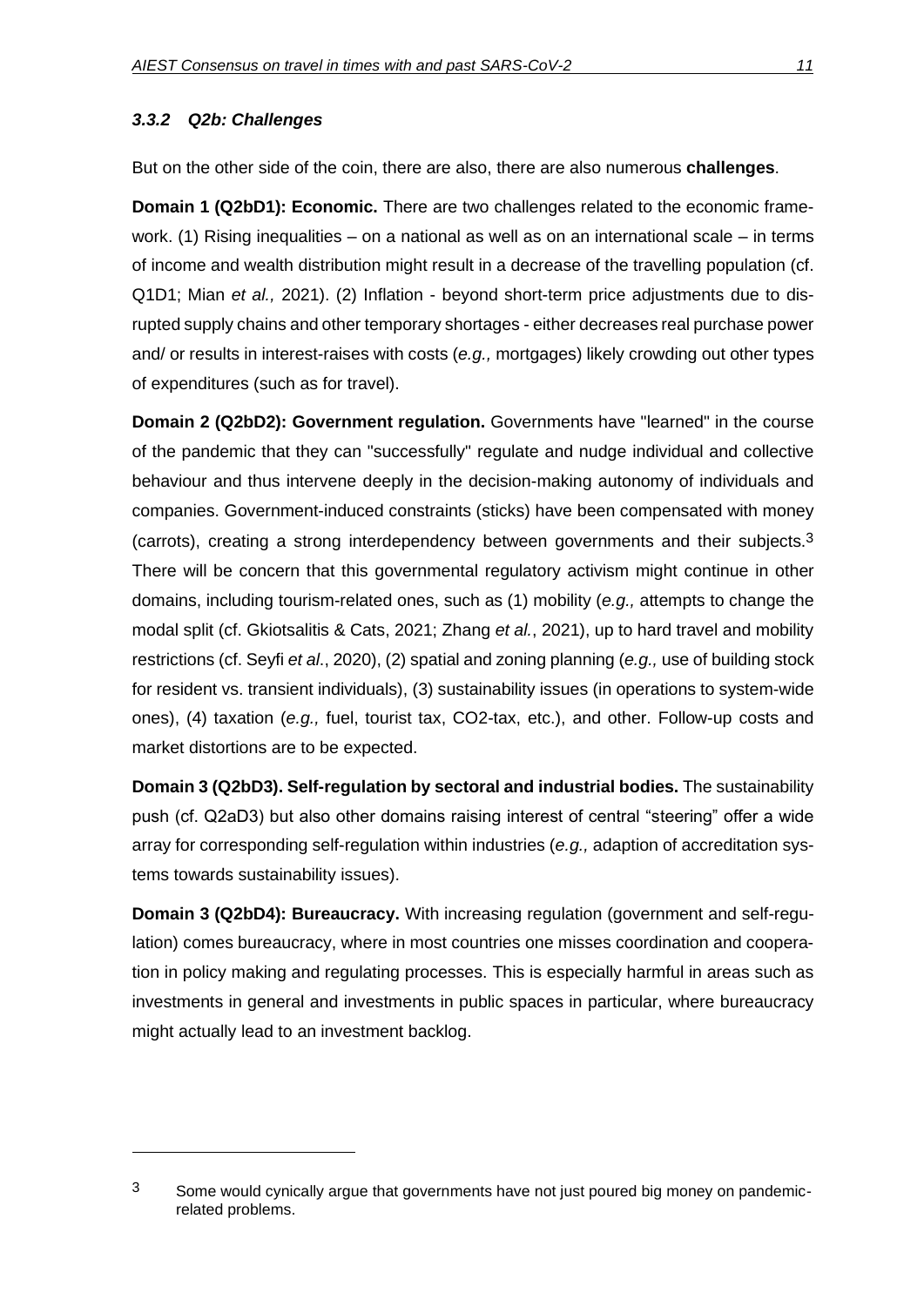### 3.3.2 *Q2b: Challenges*

But on the other side of the coin, there are also, there are also numerous **challenges**.

**Domain 1 (Q2bD1): Economic.** There are two challenges related to the economic framework. (1) Rising inequalities – on a national as well as on an international scale – in terms of income and wealth distribution might result in a decrease of the travelling population (cf. Q1D1; Mian *et al.,* 2021). (2) Inflation - beyond short-term price adjustments due to disrupted supply chains and other temporary shortages - either decreases real purchase power and/ or results in interest-raises with costs (*e.g.,* mortgages) likely crowding out other types of expenditures (such as for travel).

**Domain 2 (Q2bD2): Government regulation.** Governments have "learned" in the course of the pandemic that they can "successfully" regulate and nudge individual and collective behaviour and thus intervene deeply in the decision-making autonomy of individuals and companies. Government-induced constraints (sticks) have been compensated with money (carrots), creating a strong interdependency between governments and their subjects.[3] There will be concern that this governmental regulatory activism might continue in other domains, including tourism-related ones, such as (1) mobility (*e.g.,* attempts to change the modal split (cf. Gkiotsalitis & Cats, 2021; Zhang *et al.*, 2021), up to hard travel and mobility restrictions (cf. Seyfi *et al*., 2020), (2) spatial and zoning planning (*e.g.,* use of building stock for resident vs. transient individuals), (3) sustainability issues (in operations to system-wide ones), (4) taxation (*e.g.,* fuel, tourist tax, CO2-tax, etc.), and other. Follow-up costs and market distortions are to be expected.

**Domain 3 (Q2bD3). Self-regulation by sectoral and industrial bodies.** The sustainability push (cf. Q2aD3) but also other domains raising interest of central "steering" offer a wide array for corresponding self-regulation within industries (*e.g.,* adaption of accreditation systems towards sustainability issues).

**Domain 3 (Q2bD4): Bureaucracy.** With increasing regulation (government and self-regulation) comes bureaucracy, where in most countries one misses coordination and cooperation in policy making and regulating processes. This is especially harmful in areas such as investments in general and investments in public spaces in particular, where bureaucracy might actually lead to an investment backlog.

---

[3] Some would cynically argue that governments have not just poured big money on pandemic-related problems.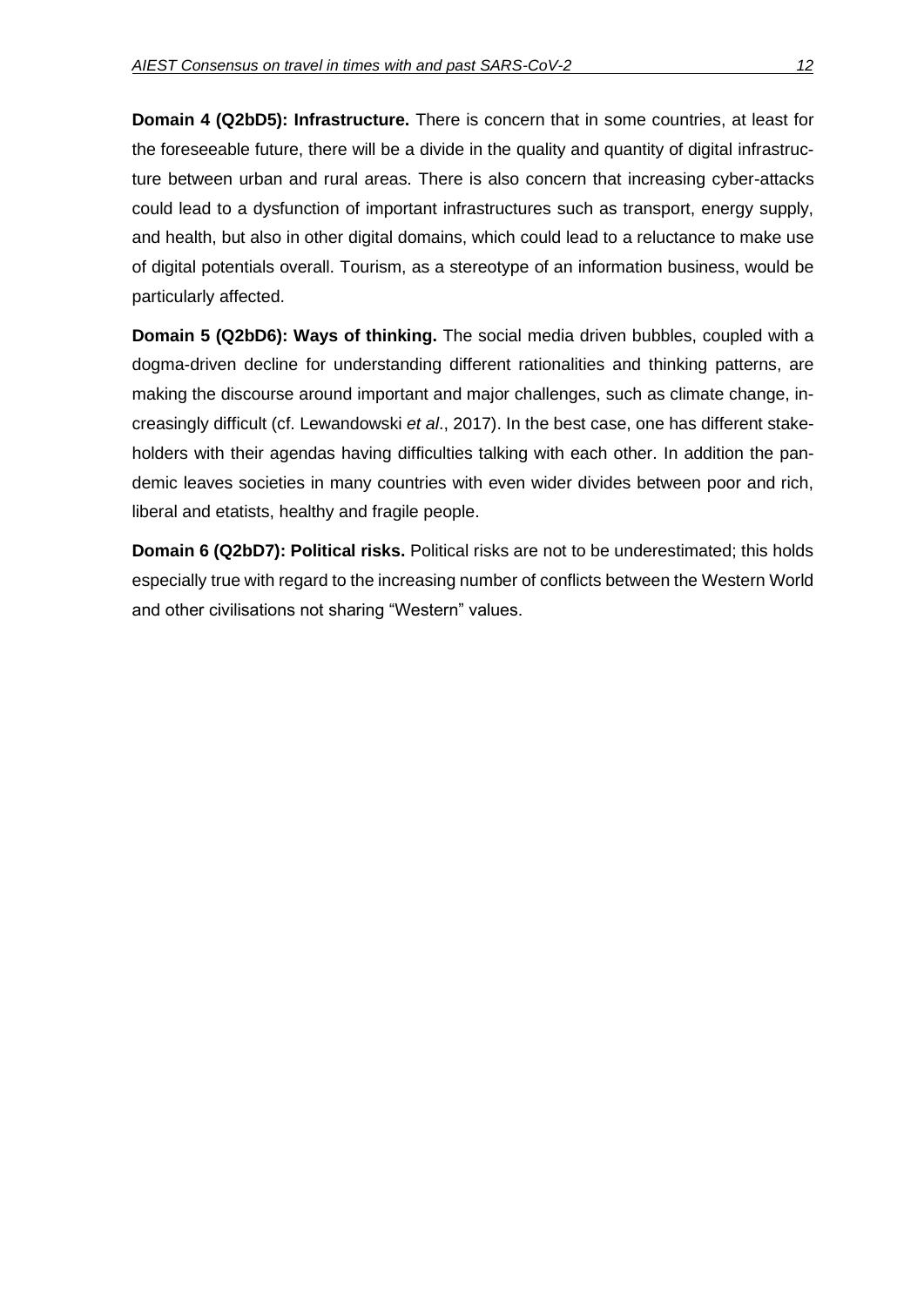**Domain 4 (Q2bD5): Infrastructure.** There is concern that in some countries, at least for the foreseeable future, there will be a divide in the quality and quantity of digital infrastructure between urban and rural areas. There is also concern that increasing cyber-attacks could lead to a dysfunction of important infrastructures such as transport, energy supply, and health, but also in other digital domains, which could lead to a reluctance to make use of digital potentials overall. Tourism, as a stereotype of an information business, would be particularly affected.

**Domain 5 (Q2bD6): Ways of thinking.** The social media driven bubbles, coupled with a dogma-driven decline for understanding different rationalities and thinking patterns, are making the discourse around important and major challenges, such as climate change, increasingly difficult (cf. Lewandowski *et al*., 2017). In the best case, one has different stakeholders with their agendas having difficulties talking with each other. In addition the pandemic leaves societies in many countries with even wider divides between poor and rich, liberal and etatists, healthy and fragile people.

**Domain 6 (Q2bD7): Political risks.** Political risks are not to be underestimated; this holds especially true with regard to the increasing number of conflicts between the Western World and other civilisations not sharing "Western" values.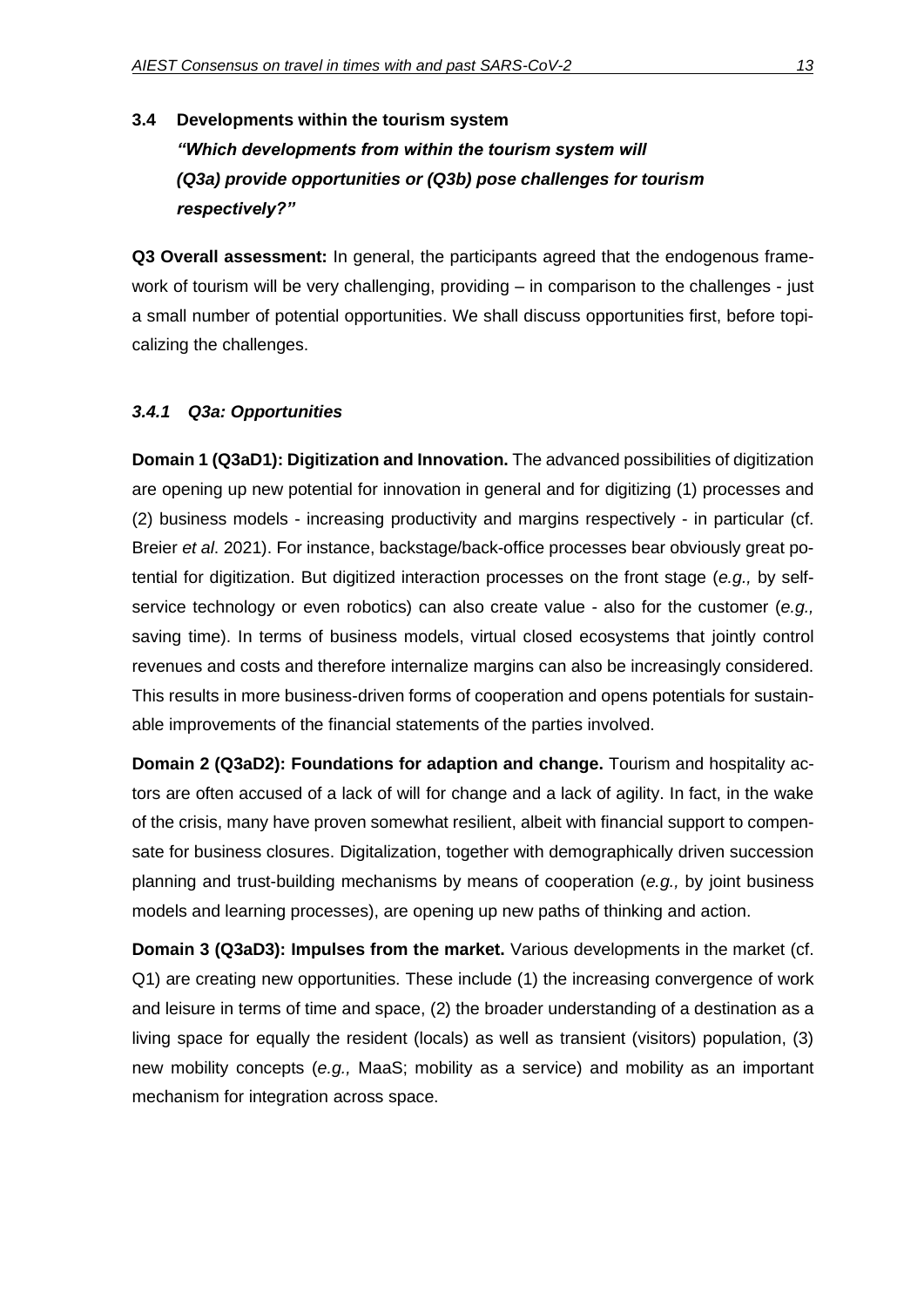### 3.4 Developments within the tourism system

***"Which developments from within the tourism system will (Q3a) provide opportunities or (Q3b) pose challenges for tourism respectively?"***

**Q3 Overall assessment:** In general, the participants agreed that the endogenous framework of tourism will be very challenging, providing – in comparison to the challenges - just a small number of potential opportunities. We shall discuss opportunities first, before topicalizing the challenges.

#### *3.4.1 Q3a: Opportunities*

**Domain 1 (Q3aD1): Digitization and Innovation.** The advanced possibilities of digitization are opening up new potential for innovation in general and for digitizing (1) processes and (2) business models - increasing productivity and margins respectively - in particular (cf. Breier *et al*. 2021). For instance, backstage/back-office processes bear obviously great potential for digitization. But digitized interaction processes on the front stage (*e.g.,* by self-service technology or even robotics) can also create value - also for the customer (*e.g.,* saving time). In terms of business models, virtual closed ecosystems that jointly control revenues and costs and therefore internalize margins can also be increasingly considered. This results in more business-driven forms of cooperation and opens potentials for sustainable improvements of the financial statements of the parties involved.

**Domain 2 (Q3aD2): Foundations for adaption and change.** Tourism and hospitality actors are often accused of a lack of will for change and a lack of agility. In fact, in the wake of the crisis, many have proven somewhat resilient, albeit with financial support to compensate for business closures. Digitalization, together with demographically driven succession planning and trust-building mechanisms by means of cooperation (*e.g.,* by joint business models and learning processes), are opening up new paths of thinking and action.

**Domain 3 (Q3aD3): Impulses from the market.** Various developments in the market (cf. Q1) are creating new opportunities. These include (1) the increasing convergence of work and leisure in terms of time and space, (2) the broader understanding of a destination as a living space for equally the resident (locals) as well as transient (visitors) population, (3) new mobility concepts (*e.g.,* MaaS; mobility as a service) and mobility as an important mechanism for integration across space.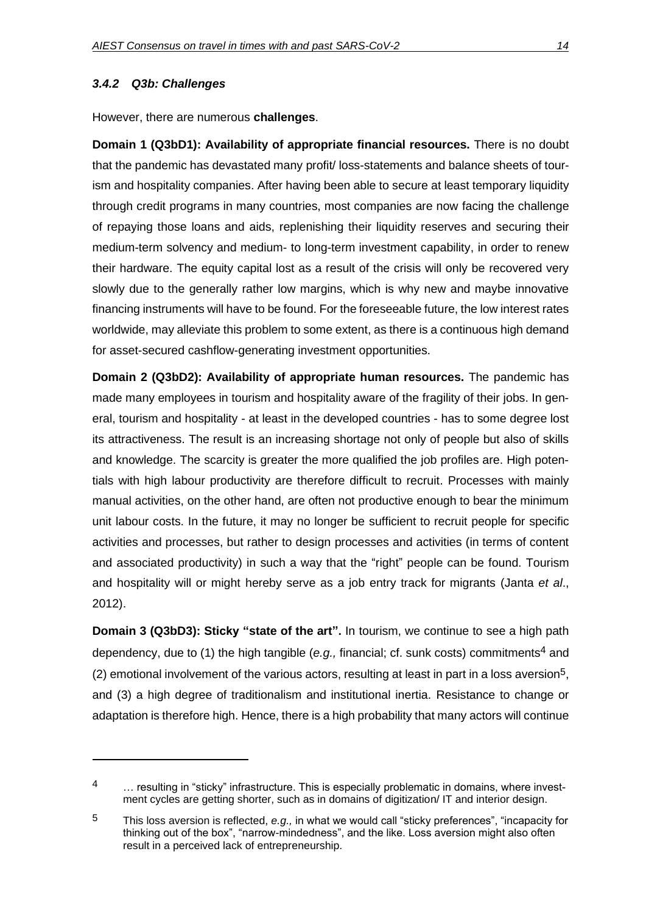#### *3.4.2 Q3b: Challenges*

However, there are numerous **challenges**.

**Domain 1 (Q3bD1): Availability of appropriate financial resources.** There is no doubt that the pandemic has devastated many profit/ loss-statements and balance sheets of tourism and hospitality companies. After having been able to secure at least temporary liquidity through credit programs in many countries, most companies are now facing the challenge of repaying those loans and aids, replenishing their liquidity reserves and securing their medium-term solvency and medium- to long-term investment capability, in order to renew their hardware. The equity capital lost as a result of the crisis will only be recovered very slowly due to the generally rather low margins, which is why new and maybe innovative financing instruments will have to be found. For the foreseeable future, the low interest rates worldwide, may alleviate this problem to some extent, as there is a continuous high demand for asset-secured cashflow-generating investment opportunities.

**Domain 2 (Q3bD2): Availability of appropriate human resources.** The pandemic has made many employees in tourism and hospitality aware of the fragility of their jobs. In general, tourism and hospitality - at least in the developed countries - has to some degree lost its attractiveness. The result is an increasing shortage not only of people but also of skills and knowledge. The scarcity is greater the more qualified the job profiles are. High potentials with high labour productivity are therefore difficult to recruit. Processes with mainly manual activities, on the other hand, are often not productive enough to bear the minimum unit labour costs. In the future, it may no longer be sufficient to recruit people for specific activities and processes, but rather to design processes and activities (in terms of content and associated productivity) in such a way that the "right" people can be found. Tourism and hospitality will or might hereby serve as a job entry track for migrants (Janta *et al*., 2012).

**Domain 3 (Q3bD3): Sticky "state of the art".** In tourism, we continue to see a high path dependency, due to (1) the high tangible (*e.g.,* financial; cf. sunk costs) commitments[4] and (2) emotional involvement of the various actors, resulting at least in part in a loss aversion[5], and (3) a high degree of traditionalism and institutional inertia. Resistance to change or adaptation is therefore high. Hence, there is a high probability that many actors will continue

---

[4] … resulting in "sticky" infrastructure. This is especially problematic in domains, where investment cycles are getting shorter, such as in domains of digitization/ IT and interior design.

[5] This loss aversion is reflected, *e.g.,* in what we would call "sticky preferences", "incapacity for thinking out of the box", "narrow-mindedness", and the like. Loss aversion might also often result in a perceived lack of entrepreneurship.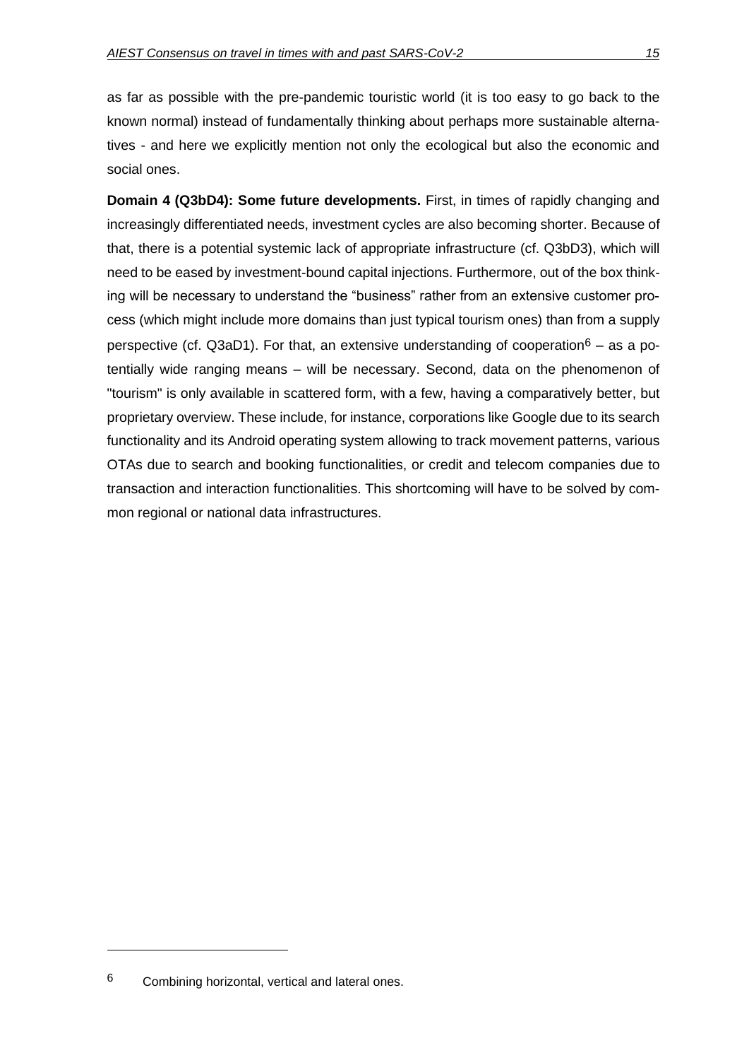as far as possible with the pre-pandemic touristic world (it is too easy to go back to the known normal) instead of fundamentally thinking about perhaps more sustainable alternatives - and here we explicitly mention not only the ecological but also the economic and social ones.

**Domain 4 (Q3bD4): Some future developments.** First, in times of rapidly changing and increasingly differentiated needs, investment cycles are also becoming shorter. Because of that, there is a potential systemic lack of appropriate infrastructure (cf. Q3bD3), which will need to be eased by investment-bound capital injections. Furthermore, out of the box thinking will be necessary to understand the "business" rather from an extensive customer process (which might include more domains than just typical tourism ones) than from a supply perspective (cf. Q3aD1). For that, an extensive understanding of cooperation[6] – as a potentially wide ranging means – will be necessary. Second, data on the phenomenon of "tourism" is only available in scattered form, with a few, having a comparatively better, but proprietary overview. These include, for instance, corporations like Google due to its search functionality and its Android operating system allowing to track movement patterns, various OTAs due to search and booking functionalities, or credit and telecom companies due to transaction and interaction functionalities. This shortcoming will have to be solved by common regional or national data infrastructures.

[6] Combining horizontal, vertical and lateral ones.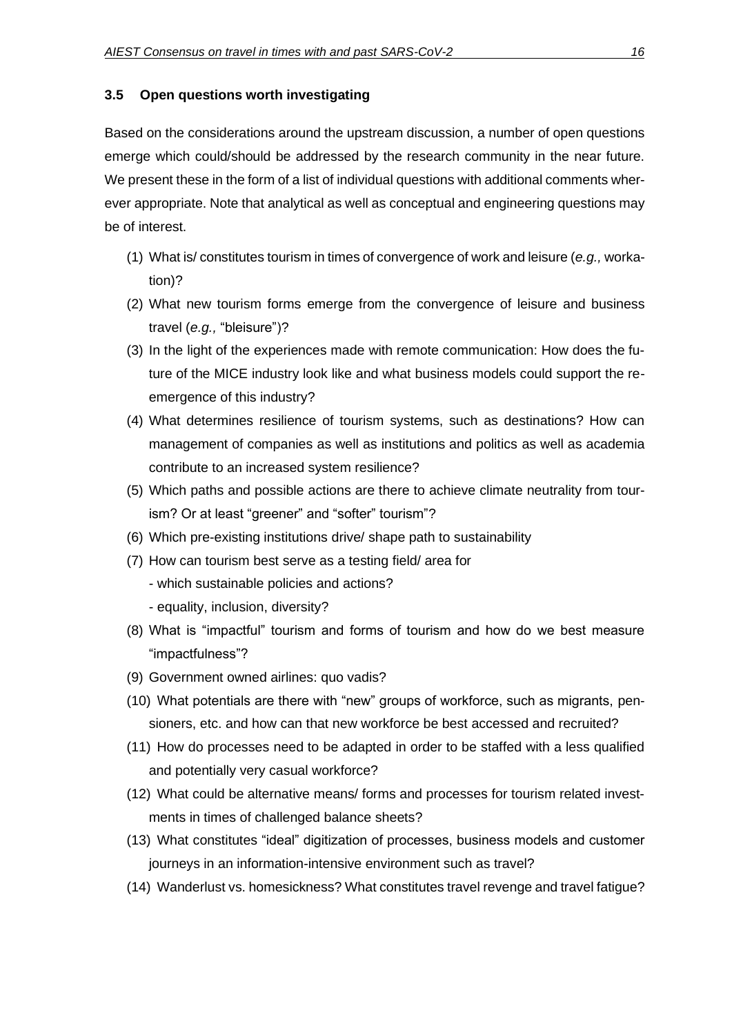### 3.5 Open questions worth investigating

Based on the considerations around the upstream discussion, a number of open questions emerge which could/should be addressed by the research community in the near future. We present these in the form of a list of individual questions with additional comments wherever appropriate. Note that analytical as well as conceptual and engineering questions may be of interest.

(1) What is/ constitutes tourism in times of convergence of work and leisure (*e.g.,* workation)?

(2) What new tourism forms emerge from the convergence of leisure and business travel (*e.g.,* "bleisure")?

(3) In the light of the experiences made with remote communication: How does the future of the MICE industry look like and what business models could support the re-emergence of this industry?

(4) What determines resilience of tourism systems, such as destinations? How can management of companies as well as institutions and politics as well as academia contribute to an increased system resilience?

(5) Which paths and possible actions are there to achieve climate neutrality from tourism? Or at least "greener" and "softer" tourism"?

(6) Which pre-existing institutions drive/ shape path to sustainability

(7) How can tourism best serve as a testing field/ area for
- which sustainable policies and actions?
- equality, inclusion, diversity?

(8) What is "impactful" tourism and forms of tourism and how do we best measure "impactfulness"?

(9) Government owned airlines: quo vadis?

(10) What potentials are there with "new" groups of workforce, such as migrants, pensioners, etc. and how can that new workforce be best accessed and recruited?

(11) How do processes need to be adapted in order to be staffed with a less qualified and potentially very casual workforce?

(12) What could be alternative means/ forms and processes for tourism related investments in times of challenged balance sheets?

(13) What constitutes "ideal" digitization of processes, business models and customer journeys in an information-intensive environment such as travel?

(14) Wanderlust vs. homesickness? What constitutes travel revenge and travel fatigue?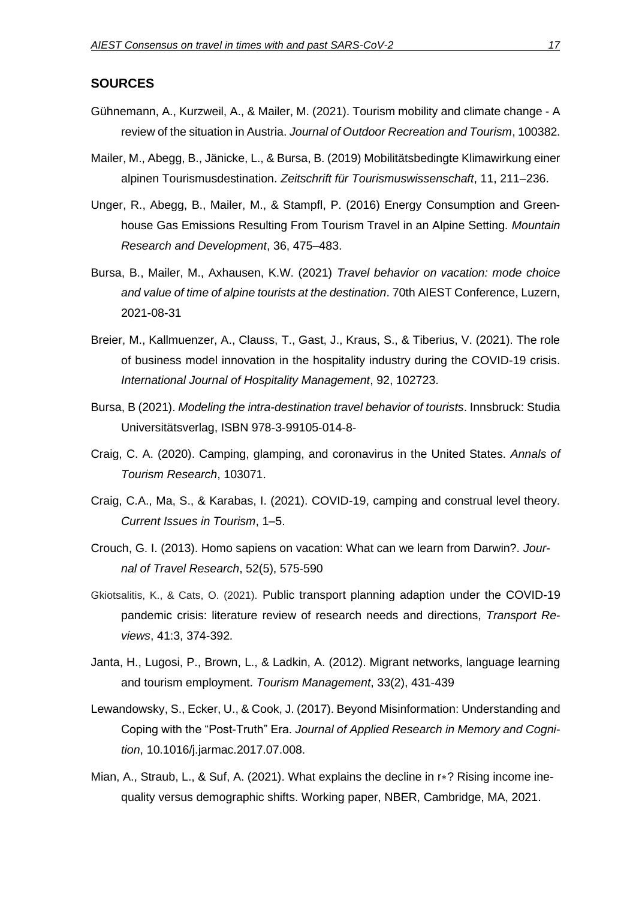## SOURCES

Gühnemann, A., Kurzweil, A., & Mailer, M. (2021). Tourism mobility and climate change - A review of the situation in Austria. *Journal of Outdoor Recreation and Tourism*, 100382.

Mailer, M., Abegg, B., Jänicke, L., & Bursa, B. (2019) Mobilitätsbedingte Klimawirkung einer alpinen Tourismusdestination. *Zeitschrift für Tourismuswissenschaft*, 11, 211–236.

Unger, R., Abegg, B., Mailer, M., & Stampfl, P. (2016) Energy Consumption and Greenhouse Gas Emissions Resulting From Tourism Travel in an Alpine Setting. *Mountain Research and Development*, 36, 475–483.

Bursa, B., Mailer, M., Axhausen, K.W. (2021) *Travel behavior on vacation: mode choice and value of time of alpine tourists at the destination*. 70th AIEST Conference, Luzern, 2021-08-31

Breier, M., Kallmuenzer, A., Clauss, T., Gast, J., Kraus, S., & Tiberius, V. (2021). The role of business model innovation in the hospitality industry during the COVID-19 crisis. *International Journal of Hospitality Management*, 92, 102723.

Bursa, B (2021). *Modeling the intra-destination travel behavior of tourists*. Innsbruck: Studia Universitätsverlag, ISBN 978-3-99105-014-8-

Craig, C. A. (2020). Camping, glamping, and coronavirus in the United States. *Annals of Tourism Research*, 103071.

Craig, C.A., Ma, S., & Karabas, I. (2021). COVID-19, camping and construal level theory. *Current Issues in Tourism*, 1–5.

Crouch, G. I. (2013). Homo sapiens on vacation: What can we learn from Darwin?. *Journal of Travel Research*, 52(5), 575-590

Gkiotsalitis, K., & Cats, O. (2021). Public transport planning adaption under the COVID-19 pandemic crisis: literature review of research needs and directions, *Transport Reviews*, 41:3, 374-392.

Janta, H., Lugosi, P., Brown, L., & Ladkin, A. (2012). Migrant networks, language learning and tourism employment. *Tourism Management*, 33(2), 431-439

Lewandowsky, S., Ecker, U., & Cook, J. (2017). Beyond Misinformation: Understanding and Coping with the "Post-Truth" Era. *Journal of Applied Research in Memory and Cognition*, 10.1016/j.jarmac.2017.07.008.

Mian, A., Straub, L., & Suf, A. (2021). What explains the decline in $r*$? Rising income inequality versus demographic shifts. Working paper, NBER, Cambridge, MA, 2021.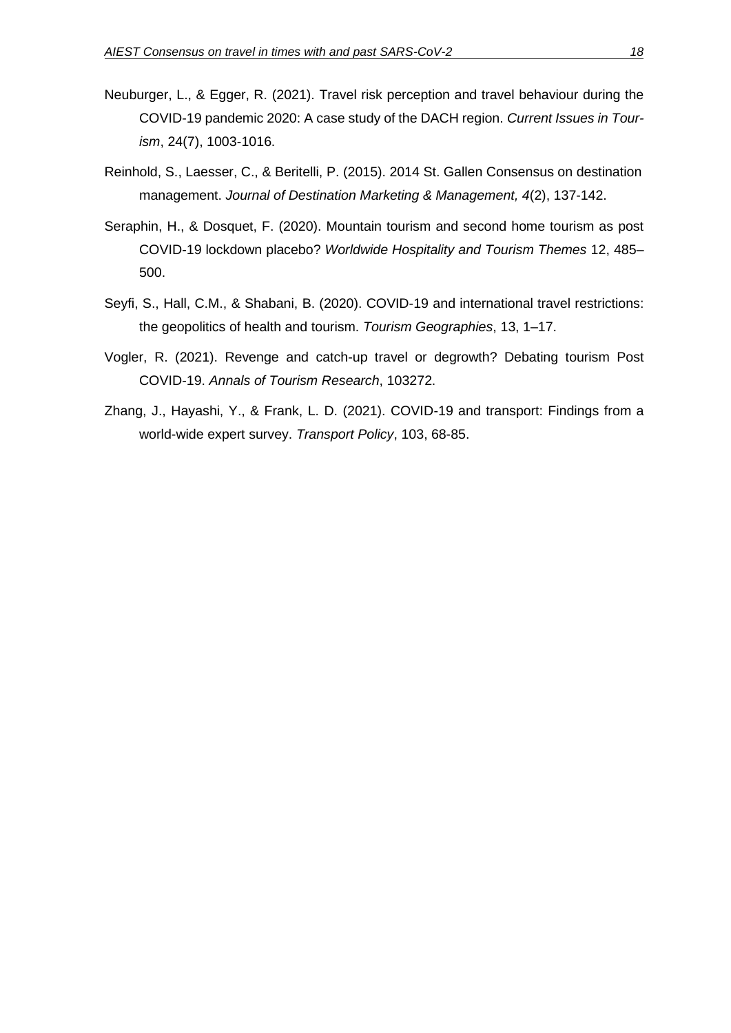Neuburger, L., & Egger, R. (2021). Travel risk perception and travel behaviour during the COVID-19 pandemic 2020: A case study of the DACH region. *Current Issues in Tourism*, 24(7), 1003-1016.

Reinhold, S., Laesser, C., & Beritelli, P. (2015). 2014 St. Gallen Consensus on destination management. *Journal of Destination Marketing & Management, 4*(2), 137-142.

Seraphin, H., & Dosquet, F. (2020). Mountain tourism and second home tourism as post COVID-19 lockdown placebo? *Worldwide Hospitality and Tourism Themes* 12, 485–500.

Seyfi, S., Hall, C.M., & Shabani, B. (2020). COVID-19 and international travel restrictions: the geopolitics of health and tourism. *Tourism Geographies*, 13, 1–17.

Vogler, R. (2021). Revenge and catch-up travel or degrowth? Debating tourism Post COVID-19. *Annals of Tourism Research*, 103272.

Zhang, J., Hayashi, Y., & Frank, L. D. (2021). COVID-19 and transport: Findings from a world-wide expert survey. *Transport Policy*, 103, 68-85.